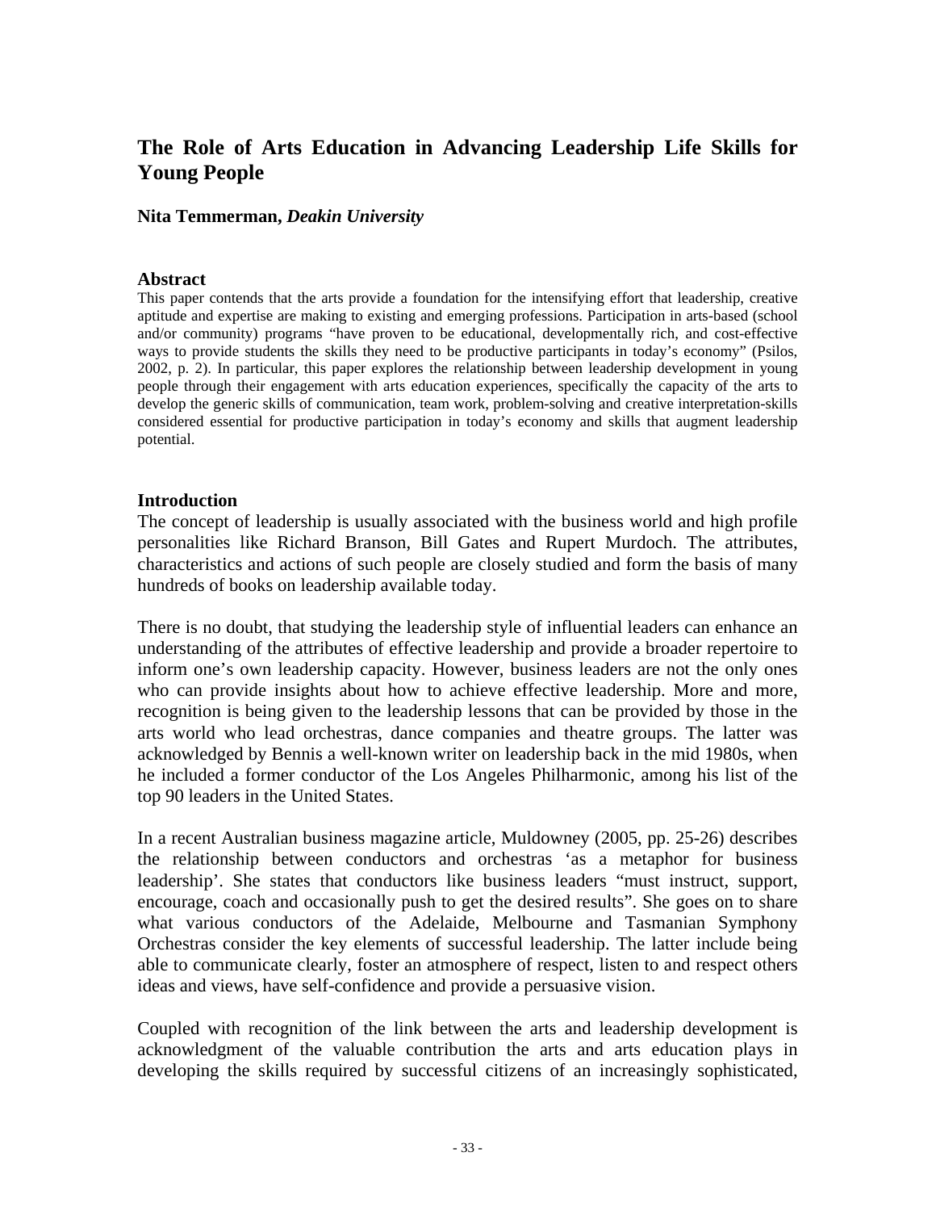# The Role of Arts Education in Advancing Leadership Life Skills for Young People

**Nita Temmerman,** ***Deakin University***

## Abstract

This paper contends that the arts provide a foundation for the intensifying effort that leadership, creative aptitude and expertise are making to existing and emerging professions. Participation in arts-based (school and/or community) programs "have proven to be educational, developmentally rich, and cost-effective ways to provide students the skills they need to be productive participants in today's economy" (Psilos, 2002, p. 2). In particular, this paper explores the relationship between leadership development in young people through their engagement with arts education experiences, specifically the capacity of the arts to develop the generic skills of communication, team work, problem-solving and creative interpretation-skills considered essential for productive participation in today's economy and skills that augment leadership potential.

## Introduction

The concept of leadership is usually associated with the business world and high profile personalities like Richard Branson, Bill Gates and Rupert Murdoch. The attributes, characteristics and actions of such people are closely studied and form the basis of many hundreds of books on leadership available today.

There is no doubt, that studying the leadership style of influential leaders can enhance an understanding of the attributes of effective leadership and provide a broader repertoire to inform one's own leadership capacity. However, business leaders are not the only ones who can provide insights about how to achieve effective leadership. More and more, recognition is being given to the leadership lessons that can be provided by those in the arts world who lead orchestras, dance companies and theatre groups. The latter was acknowledged by Bennis a well-known writer on leadership back in the mid 1980s, when he included a former conductor of the Los Angeles Philharmonic, among his list of the top 90 leaders in the United States.

In a recent Australian business magazine article, Muldowney (2005, pp. 25-26) describes the relationship between conductors and orchestras 'as a metaphor for business leadership'. She states that conductors like business leaders "must instruct, support, encourage, coach and occasionally push to get the desired results". She goes on to share what various conductors of the Adelaide, Melbourne and Tasmanian Symphony Orchestras consider the key elements of successful leadership. The latter include being able to communicate clearly, foster an atmosphere of respect, listen to and respect others ideas and views, have self-confidence and provide a persuasive vision.

Coupled with recognition of the link between the arts and leadership development is acknowledgment of the valuable contribution the arts and arts education plays in developing the skills required by successful citizens of an increasingly sophisticated,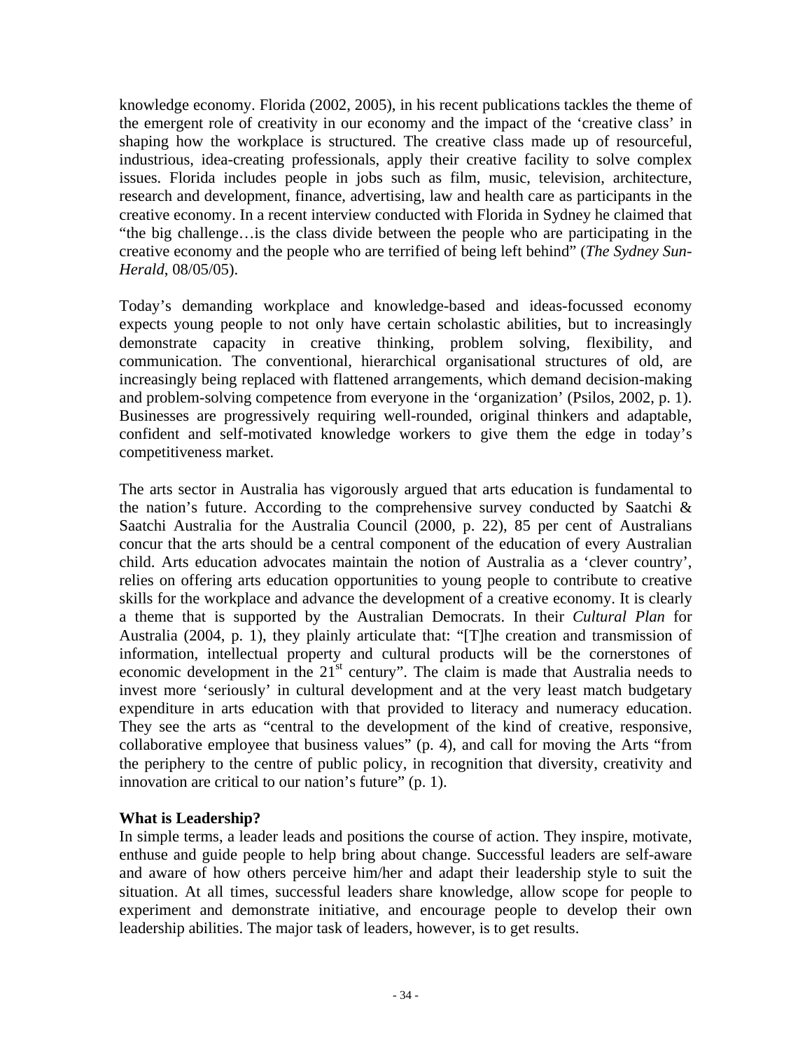knowledge economy. Florida (2002, 2005), in his recent publications tackles the theme of the emergent role of creativity in our economy and the impact of the 'creative class' in shaping how the workplace is structured. The creative class made up of resourceful, industrious, idea-creating professionals, apply their creative facility to solve complex issues. Florida includes people in jobs such as film, music, television, architecture, research and development, finance, advertising, law and health care as participants in the creative economy. In a recent interview conducted with Florida in Sydney he claimed that "the big challenge…is the class divide between the people who are participating in the creative economy and the people who are terrified of being left behind" (*The Sydney Sun-Herald*, 08/05/05).

Today's demanding workplace and knowledge-based and ideas-focussed economy expects young people to not only have certain scholastic abilities, but to increasingly demonstrate capacity in creative thinking, problem solving, flexibility, and communication. The conventional, hierarchical organisational structures of old, are increasingly being replaced with flattened arrangements, which demand decision-making and problem-solving competence from everyone in the 'organization' (Psilos, 2002, p. 1). Businesses are progressively requiring well-rounded, original thinkers and adaptable, confident and self-motivated knowledge workers to give them the edge in today's competitiveness market.

The arts sector in Australia has vigorously argued that arts education is fundamental to the nation's future. According to the comprehensive survey conducted by Saatchi & Saatchi Australia for the Australia Council (2000, p. 22), 85 per cent of Australians concur that the arts should be a central component of the education of every Australian child. Arts education advocates maintain the notion of Australia as a 'clever country', relies on offering arts education opportunities to young people to contribute to creative skills for the workplace and advance the development of a creative economy. It is clearly a theme that is supported by the Australian Democrats. In their *Cultural Plan* for Australia (2004, p. 1), they plainly articulate that: "[T]he creation and transmission of information, intellectual property and cultural products will be the cornerstones of economic development in the 21st century". The claim is made that Australia needs to invest more 'seriously' in cultural development and at the very least match budgetary expenditure in arts education with that provided to literacy and numeracy education. They see the arts as "central to the development of the kind of creative, responsive, collaborative employee that business values" (p. 4), and call for moving the Arts "from the periphery to the centre of public policy, in recognition that diversity, creativity and innovation are critical to our nation's future" (p. 1).

**What is Leadership?**

In simple terms, a leader leads and positions the course of action. They inspire, motivate, enthuse and guide people to help bring about change. Successful leaders are self-aware and aware of how others perceive him/her and adapt their leadership style to suit the situation. At all times, successful leaders share knowledge, allow scope for people to experiment and demonstrate initiative, and encourage people to develop their own leadership abilities. The major task of leaders, however, is to get results.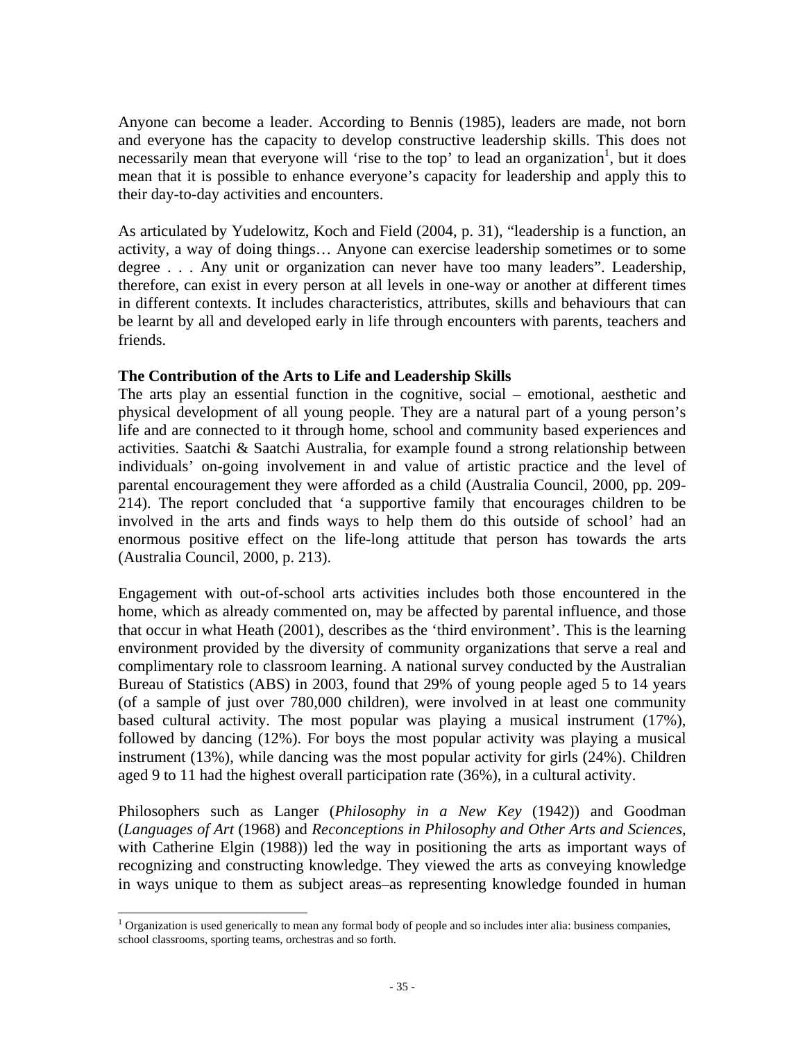Anyone can become a leader. According to Bennis (1985), leaders are made, not born and everyone has the capacity to develop constructive leadership skills. This does not necessarily mean that everyone will 'rise to the top' to lead an organization[1], but it does mean that it is possible to enhance everyone's capacity for leadership and apply this to their day-to-day activities and encounters.

As articulated by Yudelowitz, Koch and Field (2004, p. 31), "leadership is a function, an activity, a way of doing things… Anyone can exercise leadership sometimes or to some degree . . . Any unit or organization can never have too many leaders". Leadership, therefore, can exist in every person at all levels in one-way or another at different times in different contexts. It includes characteristics, attributes, skills and behaviours that can be learnt by all and developed early in life through encounters with parents, teachers and friends.

**The Contribution of the Arts to Life and Leadership Skills**

The arts play an essential function in the cognitive, social – emotional, aesthetic and physical development of all young people. They are a natural part of a young person's life and are connected to it through home, school and community based experiences and activities. Saatchi & Saatchi Australia, for example found a strong relationship between individuals' on-going involvement in and value of artistic practice and the level of parental encouragement they were afforded as a child (Australia Council, 2000, pp. 209-214). The report concluded that 'a supportive family that encourages children to be involved in the arts and finds ways to help them do this outside of school' had an enormous positive effect on the life-long attitude that person has towards the arts (Australia Council, 2000, p. 213).

Engagement with out-of-school arts activities includes both those encountered in the home, which as already commented on, may be affected by parental influence, and those that occur in what Heath (2001), describes as the 'third environment'. This is the learning environment provided by the diversity of community organizations that serve a real and complimentary role to classroom learning. A national survey conducted by the Australian Bureau of Statistics (ABS) in 2003, found that 29% of young people aged 5 to 14 years (of a sample of just over 780,000 children), were involved in at least one community based cultural activity. The most popular was playing a musical instrument (17%), followed by dancing (12%). For boys the most popular activity was playing a musical instrument (13%), while dancing was the most popular activity for girls (24%). Children aged 9 to 11 had the highest overall participation rate (36%), in a cultural activity.

Philosophers such as Langer (*Philosophy in a New Key* (1942)) and Goodman (*Languages of Art* (1968) and *Reconceptions in Philosophy and Other Arts and Sciences*, with Catherine Elgin (1988)) led the way in positioning the arts as important ways of recognizing and constructing knowledge. They viewed the arts as conveying knowledge in ways unique to them as subject areas–as representing knowledge founded in human

[1] Organization is used generically to mean any formal body of people and so includes inter alia: business companies, school classrooms, sporting teams, orchestras and so forth.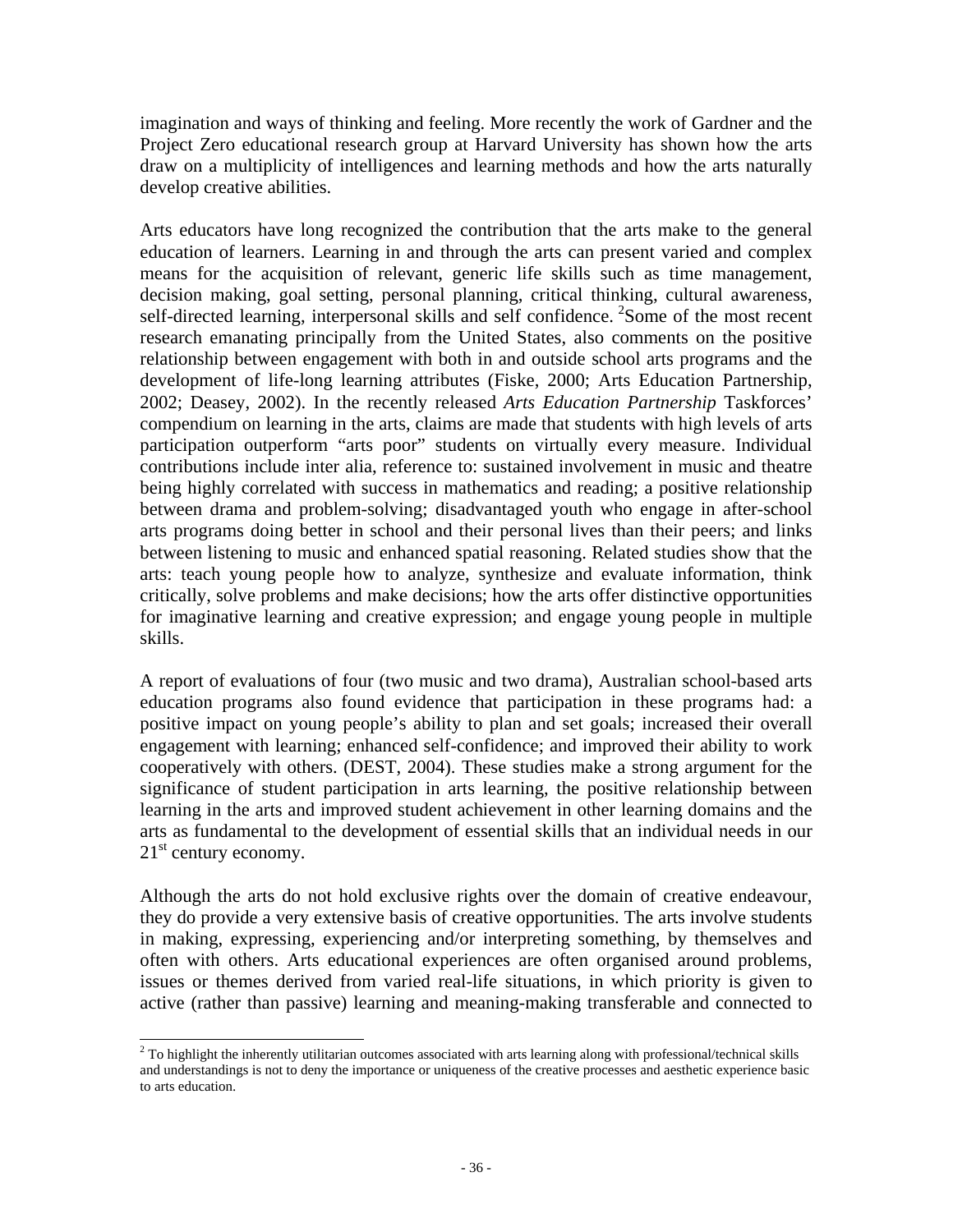imagination and ways of thinking and feeling. More recently the work of Gardner and the Project Zero educational research group at Harvard University has shown how the arts draw on a multiplicity of intelligences and learning methods and how the arts naturally develop creative abilities.

Arts educators have long recognized the contribution that the arts make to the general education of learners. Learning in and through the arts can present varied and complex means for the acquisition of relevant, generic life skills such as time management, decision making, goal setting, personal planning, critical thinking, cultural awareness, self-directed learning, interpersonal skills and self confidence. [2]Some of the most recent research emanating principally from the United States, also comments on the positive relationship between engagement with both in and outside school arts programs and the development of life-long learning attributes (Fiske, 2000; Arts Education Partnership, 2002; Deasey, 2002). In the recently released *Arts Education Partnership* Taskforces' compendium on learning in the arts, claims are made that students with high levels of arts participation outperform "arts poor" students on virtually every measure. Individual contributions include inter alia, reference to: sustained involvement in music and theatre being highly correlated with success in mathematics and reading; a positive relationship between drama and problem-solving; disadvantaged youth who engage in after-school arts programs doing better in school and their personal lives than their peers; and links between listening to music and enhanced spatial reasoning. Related studies show that the arts: teach young people how to analyze, synthesize and evaluate information, think critically, solve problems and make decisions; how the arts offer distinctive opportunities for imaginative learning and creative expression; and engage young people in multiple skills.

A report of evaluations of four (two music and two drama), Australian school-based arts education programs also found evidence that participation in these programs had: a positive impact on young people's ability to plan and set goals; increased their overall engagement with learning; enhanced self-confidence; and improved their ability to work cooperatively with others. (DEST, 2004). These studies make a strong argument for the significance of student participation in arts learning, the positive relationship between learning in the arts and improved student achievement in other learning domains and the arts as fundamental to the development of essential skills that an individual needs in our 21st century economy.

Although the arts do not hold exclusive rights over the domain of creative endeavour, they do provide a very extensive basis of creative opportunities. The arts involve students in making, expressing, experiencing and/or interpreting something, by themselves and often with others. Arts educational experiences are often organised around problems, issues or themes derived from varied real-life situations, in which priority is given to active (rather than passive) learning and meaning-making transferable and connected to

[2] To highlight the inherently utilitarian outcomes associated with arts learning along with professional/technical skills and understandings is not to deny the importance or uniqueness of the creative processes and aesthetic experience basic to arts education.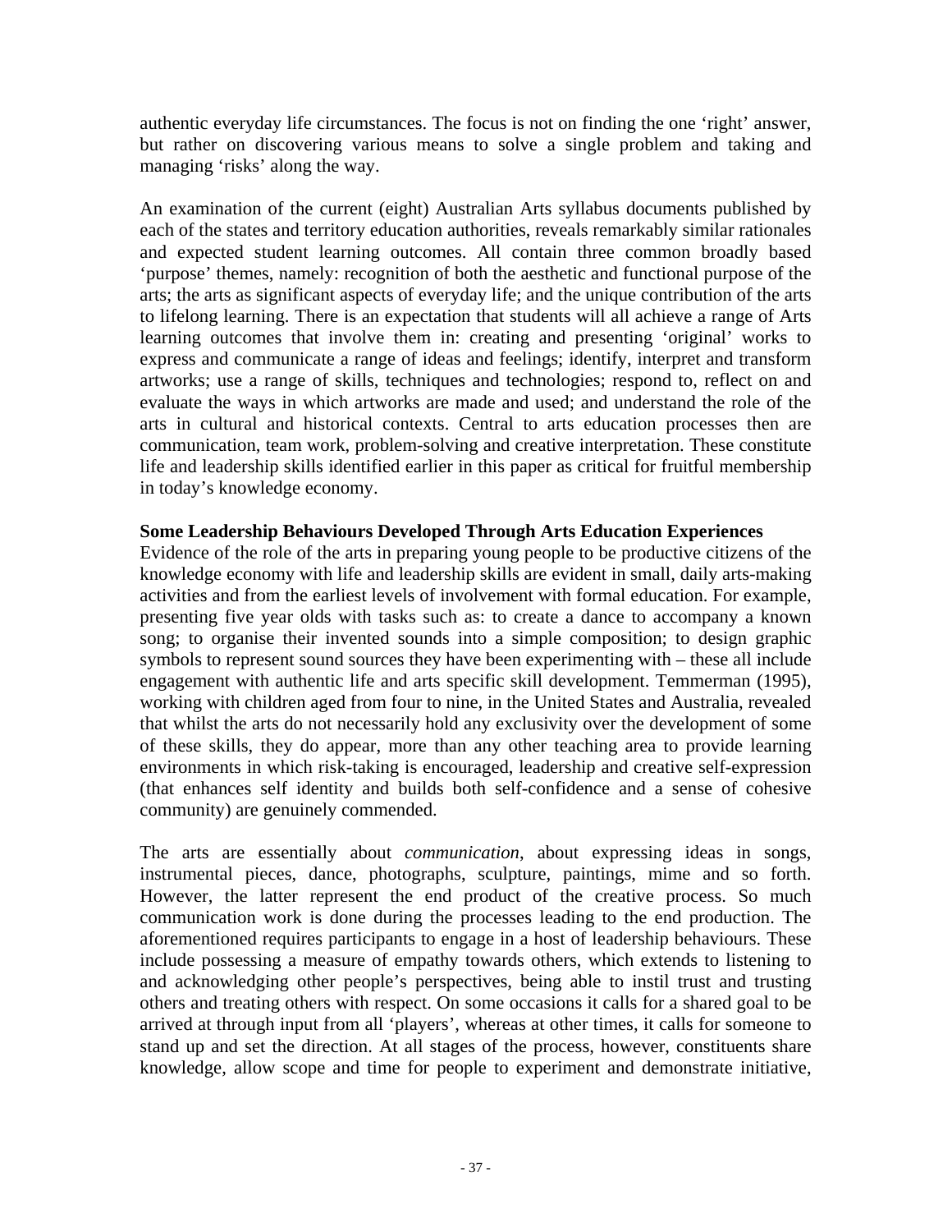authentic everyday life circumstances. The focus is not on finding the one ‘right’ answer, but rather on discovering various means to solve a single problem and taking and managing ‘risks’ along the way.

An examination of the current (eight) Australian Arts syllabus documents published by each of the states and territory education authorities, reveals remarkably similar rationales and expected student learning outcomes. All contain three common broadly based ‘purpose’ themes, namely: recognition of both the aesthetic and functional purpose of the arts; the arts as significant aspects of everyday life; and the unique contribution of the arts to lifelong learning. There is an expectation that students will all achieve a range of Arts learning outcomes that involve them in: creating and presenting ‘original’ works to express and communicate a range of ideas and feelings; identify, interpret and transform artworks; use a range of skills, techniques and technologies; respond to, reflect on and evaluate the ways in which artworks are made and used; and understand the role of the arts in cultural and historical contexts. Central to arts education processes then are communication, team work, problem-solving and creative interpretation. These constitute life and leadership skills identified earlier in this paper as critical for fruitful membership in today’s knowledge economy.

**Some Leadership Behaviours Developed Through Arts Education Experiences**

Evidence of the role of the arts in preparing young people to be productive citizens of the knowledge economy with life and leadership skills are evident in small, daily arts-making activities and from the earliest levels of involvement with formal education. For example, presenting five year olds with tasks such as: to create a dance to accompany a known song; to organise their invented sounds into a simple composition; to design graphic symbols to represent sound sources they have been experimenting with – these all include engagement with authentic life and arts specific skill development. Temmerman (1995), working with children aged from four to nine, in the United States and Australia, revealed that whilst the arts do not necessarily hold any exclusivity over the development of some of these skills, they do appear, more than any other teaching area to provide learning environments in which risk-taking is encouraged, leadership and creative self-expression (that enhances self identity and builds both self-confidence and a sense of cohesive community) are genuinely commended.

The arts are essentially about *communication*, about expressing ideas in songs, instrumental pieces, dance, photographs, sculpture, paintings, mime and so forth. However, the latter represent the end product of the creative process. So much communication work is done during the processes leading to the end production. The aforementioned requires participants to engage in a host of leadership behaviours. These include possessing a measure of empathy towards others, which extends to listening to and acknowledging other people’s perspectives, being able to instil trust and trusting others and treating others with respect. On some occasions it calls for a shared goal to be arrived at through input from all ‘players’, whereas at other times, it calls for someone to stand up and set the direction. At all stages of the process, however, constituents share knowledge, allow scope and time for people to experiment and demonstrate initiative,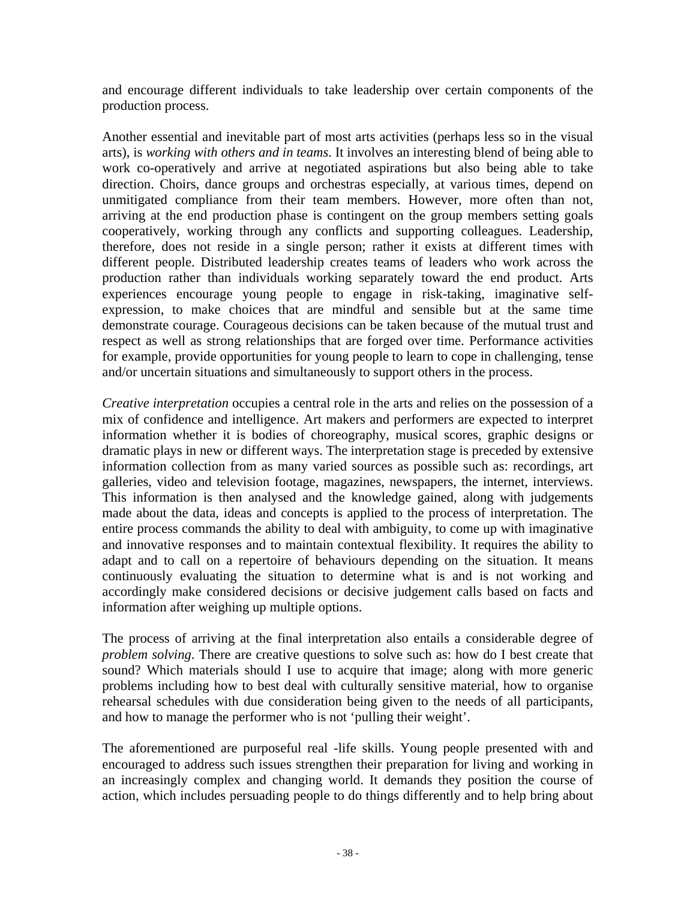and encourage different individuals to take leadership over certain components of the production process.

Another essential and inevitable part of most arts activities (perhaps less so in the visual arts), is *working with others and in teams*. It involves an interesting blend of being able to work co-operatively and arrive at negotiated aspirations but also being able to take direction. Choirs, dance groups and orchestras especially, at various times, depend on unmitigated compliance from their team members. However, more often than not, arriving at the end production phase is contingent on the group members setting goals cooperatively, working through any conflicts and supporting colleagues. Leadership, therefore, does not reside in a single person; rather it exists at different times with different people. Distributed leadership creates teams of leaders who work across the production rather than individuals working separately toward the end product. Arts experiences encourage young people to engage in risk-taking, imaginative self-expression, to make choices that are mindful and sensible but at the same time demonstrate courage. Courageous decisions can be taken because of the mutual trust and respect as well as strong relationships that are forged over time. Performance activities for example, provide opportunities for young people to learn to cope in challenging, tense and/or uncertain situations and simultaneously to support others in the process.

*Creative interpretation* occupies a central role in the arts and relies on the possession of a mix of confidence and intelligence. Art makers and performers are expected to interpret information whether it is bodies of choreography, musical scores, graphic designs or dramatic plays in new or different ways. The interpretation stage is preceded by extensive information collection from as many varied sources as possible such as: recordings, art galleries, video and television footage, magazines, newspapers, the internet, interviews. This information is then analysed and the knowledge gained, along with judgements made about the data, ideas and concepts is applied to the process of interpretation. The entire process commands the ability to deal with ambiguity, to come up with imaginative and innovative responses and to maintain contextual flexibility. It requires the ability to adapt and to call on a repertoire of behaviours depending on the situation. It means continuously evaluating the situation to determine what is and is not working and accordingly make considered decisions or decisive judgement calls based on facts and information after weighing up multiple options.

The process of arriving at the final interpretation also entails a considerable degree of *problem solving*. There are creative questions to solve such as: how do I best create that sound? Which materials should I use to acquire that image; along with more generic problems including how to best deal with culturally sensitive material, how to organise rehearsal schedules with due consideration being given to the needs of all participants, and how to manage the performer who is not 'pulling their weight'.

The aforementioned are purposeful real -life skills. Young people presented with and encouraged to address such issues strengthen their preparation for living and working in an increasingly complex and changing world. It demands they position the course of action, which includes persuading people to do things differently and to help bring about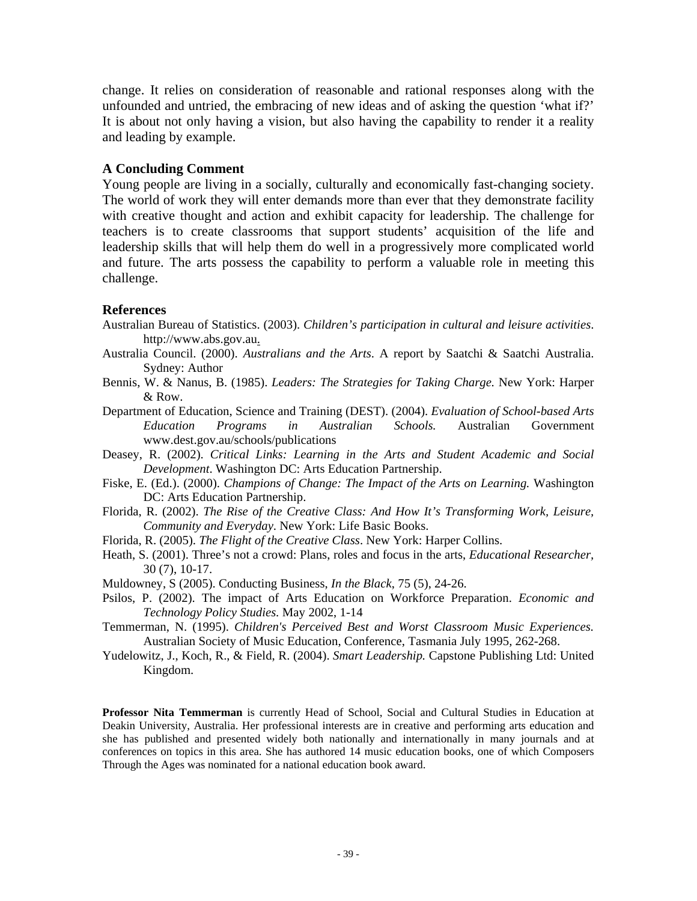change. It relies on consideration of reasonable and rational responses along with the unfounded and untried, the embracing of new ideas and of asking the question 'what if?' It is about not only having a vision, but also having the capability to render it a reality and leading by example.

### A Concluding Comment

Young people are living in a socially, culturally and economically fast-changing society. The world of work they will enter demands more than ever that they demonstrate facility with creative thought and action and exhibit capacity for leadership. The challenge for teachers is to create classrooms that support students' acquisition of the life and leadership skills that will help them do well in a progressively more complicated world and future. The arts possess the capability to perform a valuable role in meeting this challenge.

### References

Australian Bureau of Statistics. (2003). *Children's participation in cultural and leisure activities*. http://www.abs.gov.au.

Australia Council. (2000). *Australians and the Arts*. A report by Saatchi & Saatchi Australia. Sydney: Author

Bennis, W. & Nanus, B. (1985). *Leaders: The Strategies for Taking Charge.* New York: Harper & Row.

Department of Education, Science and Training (DEST). (2004). *Evaluation of School-based Arts Education Programs in Australian Schools.* Australian Government www.dest.gov.au/schools/publications

Deasey, R. (2002). *Critical Links: Learning in the Arts and Student Academic and Social Development*. Washington DC: Arts Education Partnership.

Fiske, E. (Ed.). (2000). *Champions of Change: The Impact of the Arts on Learning.* Washington DC: Arts Education Partnership.

Florida, R. (2002). *The Rise of the Creative Class: And How It's Transforming Work, Leisure, Community and Everyday*. New York: Life Basic Books.

Florida, R. (2005). *The Flight of the Creative Class*. New York: Harper Collins.

Heath, S. (2001). Three's not a crowd: Plans, roles and focus in the arts, *Educational Researcher*, 30 (7), 10-17.

Muldowney, S (2005). Conducting Business, *In the Black*, 75 (5), 24-26.

Psilos, P. (2002). The impact of Arts Education on Workforce Preparation. *Economic and Technology Policy Studies.* May 2002, 1-14

Temmerman, N. (1995). *Children's Perceived Best and Worst Classroom Music Experiences.* Australian Society of Music Education, Conference, Tasmania July 1995, 262-268.

Yudelowitz, J., Koch, R., & Field, R. (2004). *Smart Leadership.* Capstone Publishing Ltd: United Kingdom.

**Professor Nita Temmerman** is currently Head of School, Social and Cultural Studies in Education at Deakin University, Australia. Her professional interests are in creative and performing arts education and she has published and presented widely both nationally and internationally in many journals and at conferences on topics in this area. She has authored 14 music education books, one of which Composers Through the Ages was nominated for a national education book award.